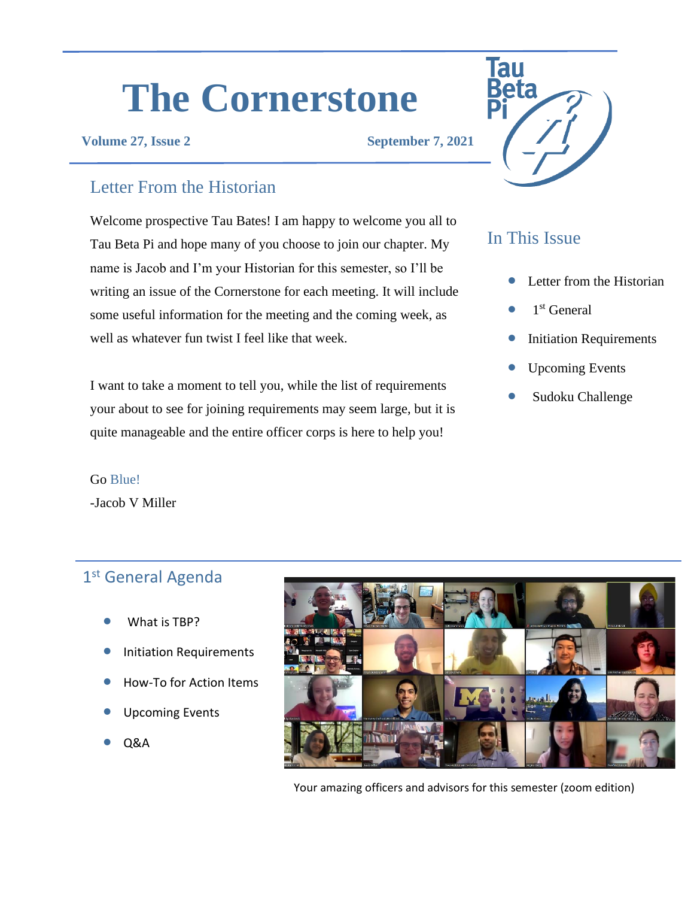# The Cornerstone

**Volume 27, Issue 2** **September 7, 2021**

Tau Beta Pi

## Letter From the Historian

Welcome prospective Tau Bates! I am happy to welcome you all to Tau Beta Pi and hope many of you choose to join our chapter. My name is Jacob and I'm your Historian for this semester, so I'll be writing an issue of the Cornerstone for each meeting. It will include some useful information for the meeting and the coming week, as well as whatever fun twist I feel like that week.

I want to take a moment to tell you, while the list of requirements your about to see for joining requirements may seem large, but it is quite manageable and the entire officer corps is here to help you!

Go Blue!
-Jacob V Miller

## In This Issue

- Letter from the Historian
- 1st General
- Initiation Requirements
- Upcoming Events
- Sudoku Challenge

## 1st General Agenda

- What is TBP?
- Initiation Requirements
- How-To for Action Items
- Upcoming Events
- Q&A

Your amazing officers and advisors for this semester (zoom edition)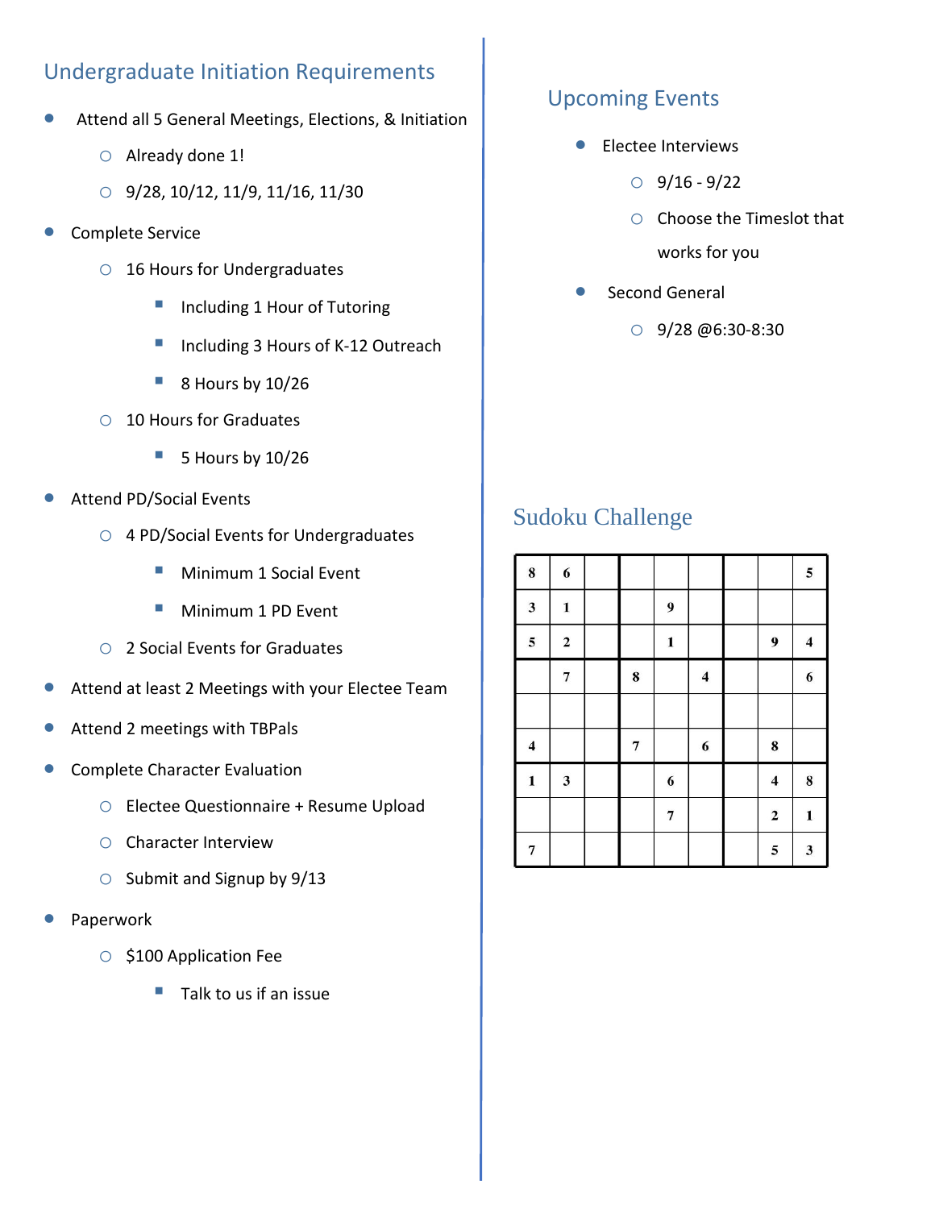## Undergraduate Initiation Requirements

- Attend all 5 General Meetings, Elections, & Initiation
  - Already done 1!
  - 9/28, 10/12, 11/9, 11/16, 11/30
- Complete Service
  - 16 Hours for Undergraduates
    - Including 1 Hour of Tutoring
    - Including 3 Hours of K-12 Outreach
    - 8 Hours by 10/26
  - 10 Hours for Graduates
    - 5 Hours by 10/26
- Attend PD/Social Events
  - 4 PD/Social Events for Undergraduates
    - Minimum 1 Social Event
    - Minimum 1 PD Event
  - 2 Social Events for Graduates
- Attend at least 2 Meetings with your Electee Team
- Attend 2 meetings with TBPals
- Complete Character Evaluation
  - Electee Questionnaire + Resume Upload
  - Character Interview
  - Submit and Signup by 9/13
- Paperwork
  - $100 Application Fee
    - Talk to us if an issue

## Upcoming Events

- Electee Interviews
  - 9/16 - 9/22
  - Choose the Timeslot that works for you
- Second General
  - 9/28 @6:30-8:30

## Sudoku Challenge

| | | | | | | | | |
|---|---|---|---|---|---|---|---|---|
| 8 | 6 | | | | | | | 5 |
| 3 | 1 | | | 9 | | | | |
| 5 | 2 | | | 1 | | | 9 | 4 |
| | 7 | | 8 | | 4 | | | 6 |
| | | | | | | | | |
| 4 | | | 7 | | 6 | | 8 | |
| 1 | 3 | | | 6 | | | 4 | 8 |
| | | | | 7 | | | 2 | 1 |
| 7 | | | | | | | 5 | 3 |